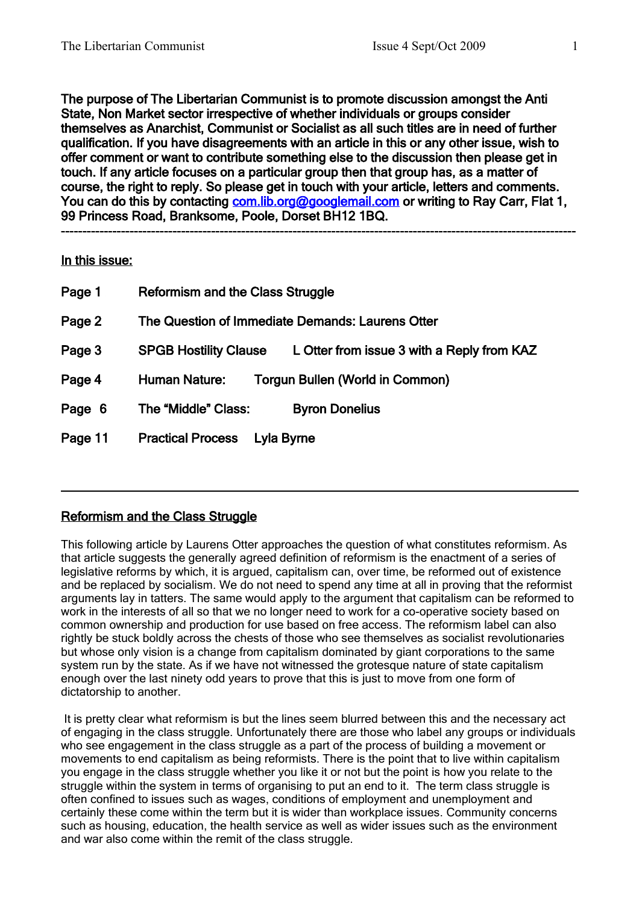**The purpose of The Libertarian Communist is to promote discussion amongst the Anti State, Non Market sector irrespective of whether individuals or groups consider themselves as Anarchist, Communist or Socialist as all such titles are in need of further qualification. If you have disagreements with an article in this or any other issue, wish to offer comment or want to contribute something else to the discussion then please get in touch. If any article focuses on a particular group then that group has, as a matter of course, the right to reply. So please get in touch with your article, letters and comments. You can do this by contacting com.lib.org@googlemail.com or writing to Ray Carr, Flat 1, 99 Princess Road, Branksome, Poole, Dorset BH12 1BQ.**

---

**In this issue:**

| | | |
|---|---|---|
| Page 1 | Reformism and the Class Struggle | |
| Page 2 | The Question of Immediate Demands: Laurens Otter | |
| Page 3 | SPGB Hostility Clause | L Otter from issue 3 with a Reply from KAZ |
| Page 4 | Human Nature: | Torgun Bullen (World in Common) |
| Page 6 | The "Middle" Class: | Byron Donelius |
| Page 11 | Practical Process | Lyla Byrne |

---

## Reformism and the Class Struggle

This following article by Laurens Otter approaches the question of what constitutes reformism. As that article suggests the generally agreed definition of reformism is the enactment of a series of legislative reforms by which, it is argued, capitalism can, over time, be reformed out of existence and be replaced by socialism. We do not need to spend any time at all in proving that the reformist arguments lay in tatters. The same would apply to the argument that capitalism can be reformed to work in the interests of all so that we no longer need to work for a co-operative society based on common ownership and production for use based on free access. The reformism label can also rightly be stuck boldly across the chests of those who see themselves as socialist revolutionaries but whose only vision is a change from capitalism dominated by giant corporations to the same system run by the state. As if we have not witnessed the grotesque nature of state capitalism enough over the last ninety odd years to prove that this is just to move from one form of dictatorship to another.

It is pretty clear what reformism is but the lines seem blurred between this and the necessary act of engaging in the class struggle. Unfortunately there are those who label any groups or individuals who see engagement in the class struggle as a part of the process of building a movement or movements to end capitalism as being reformists. There is the point that to live within capitalism you engage in the class struggle whether you like it or not but the point is how you relate to the struggle within the system in terms of organising to put an end to it. The term class struggle is often confined to issues such as wages, conditions of employment and unemployment and certainly these come within the term but it is wider than workplace issues. Community concerns such as housing, education, the health service as well as wider issues such as the environment and war also come within the remit of the class struggle.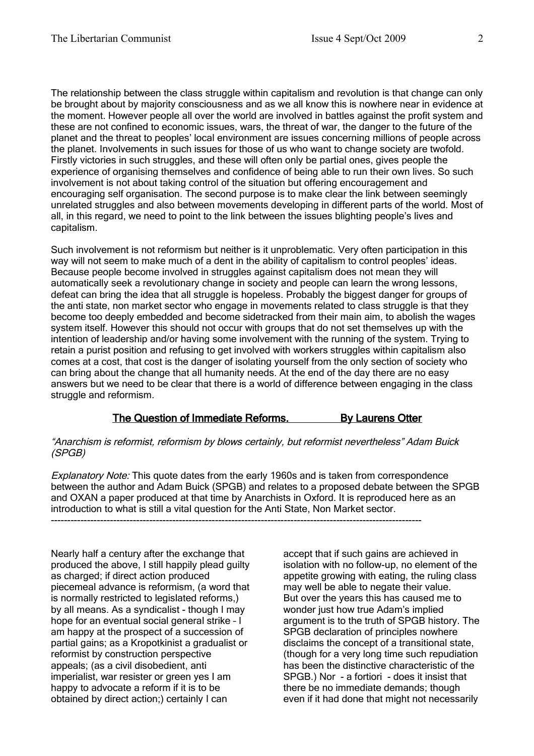The relationship between the class struggle within capitalism and revolution is that change can only be brought about by majority consciousness and as we all know this is nowhere near in evidence at the moment. However people all over the world are involved in battles against the profit system and these are not confined to economic issues, wars, the threat of war, the danger to the future of the planet and the threat to peoples' local environment are issues concerning millions of people across the planet. Involvements in such issues for those of us who want to change society are twofold. Firstly victories in such struggles, and these will often only be partial ones, gives people the experience of organising themselves and confidence of being able to run their own lives. So such involvement is not about taking control of the situation but offering encouragement and encouraging self organisation. The second purpose is to make clear the link between seemingly unrelated struggles and also between movements developing in different parts of the world. Most of all, in this regard, we need to point to the link between the issues blighting people's lives and capitalism.

Such involvement is not reformism but neither is it unproblematic. Very often participation in this way will not seem to make much of a dent in the ability of capitalism to control peoples' ideas. Because people become involved in struggles against capitalism does not mean they will automatically seek a revolutionary change in society and people can learn the wrong lessons, defeat can bring the idea that all struggle is hopeless. Probably the biggest danger for groups of the anti state, non market sector who engage in movements related to class struggle is that they become too deeply embedded and become sidetracked from their main aim, to abolish the wages system itself. However this should not occur with groups that do not set themselves up with the intention of leadership and/or having some involvement with the running of the system. Trying to retain a purist position and refusing to get involved with workers struggles within capitalism also comes at a cost, that cost is the danger of isolating yourself from the only section of society who can bring about the change that all humanity needs. At the end of the day there are no easy answers but we need to be clear that there is a world of difference between engaging in the class struggle and reformism.

## The Question of Immediate Reforms. By Laurens Otter

*"Anarchism is reformist, reformism by blows certainly, but reformist nevertheless" Adam Buick (SPGB)*

*Explanatory Note:* This quote dates from the early 1960s and is taken from correspondence between the author and Adam Buick (SPGB) and relates to a proposed debate between the SPGB and OXAN a paper produced at that time by Anarchists in Oxford. It is reproduced here as an introduction to what is still a vital question for the Anti State, Non Market sector.

---

Nearly half a century after the exchange that produced the above, I still happily plead guilty as charged; if direct action produced piecemeal advance is reformism, (a word that is normally restricted to legislated reforms,) by all means. As a syndicalist - though I may hope for an eventual social general strike – I am happy at the prospect of a succession of partial gains; as a Kropotkinist a gradualist or reformist by construction perspective appeals; (as a civil disobedient, anti imperialist, war resister or green yes I am happy to advocate a reform if it is to be obtained by direct action;) certainly I can accept that if such gains are achieved in isolation with no follow-up, no element of the appetite growing with eating, the ruling class may well be able to negate their value.

But over the years this has caused me to wonder just how true Adam's implied argument is to the truth of SPGB history. The SPGB declaration of principles nowhere disclaims the concept of a transitional state, (though for a very long time such repudiation has been the distinctive characteristic of the SPGB.) Nor - a fortiori - does it insist that there be no immediate demands; though even if it had done that might not necessarily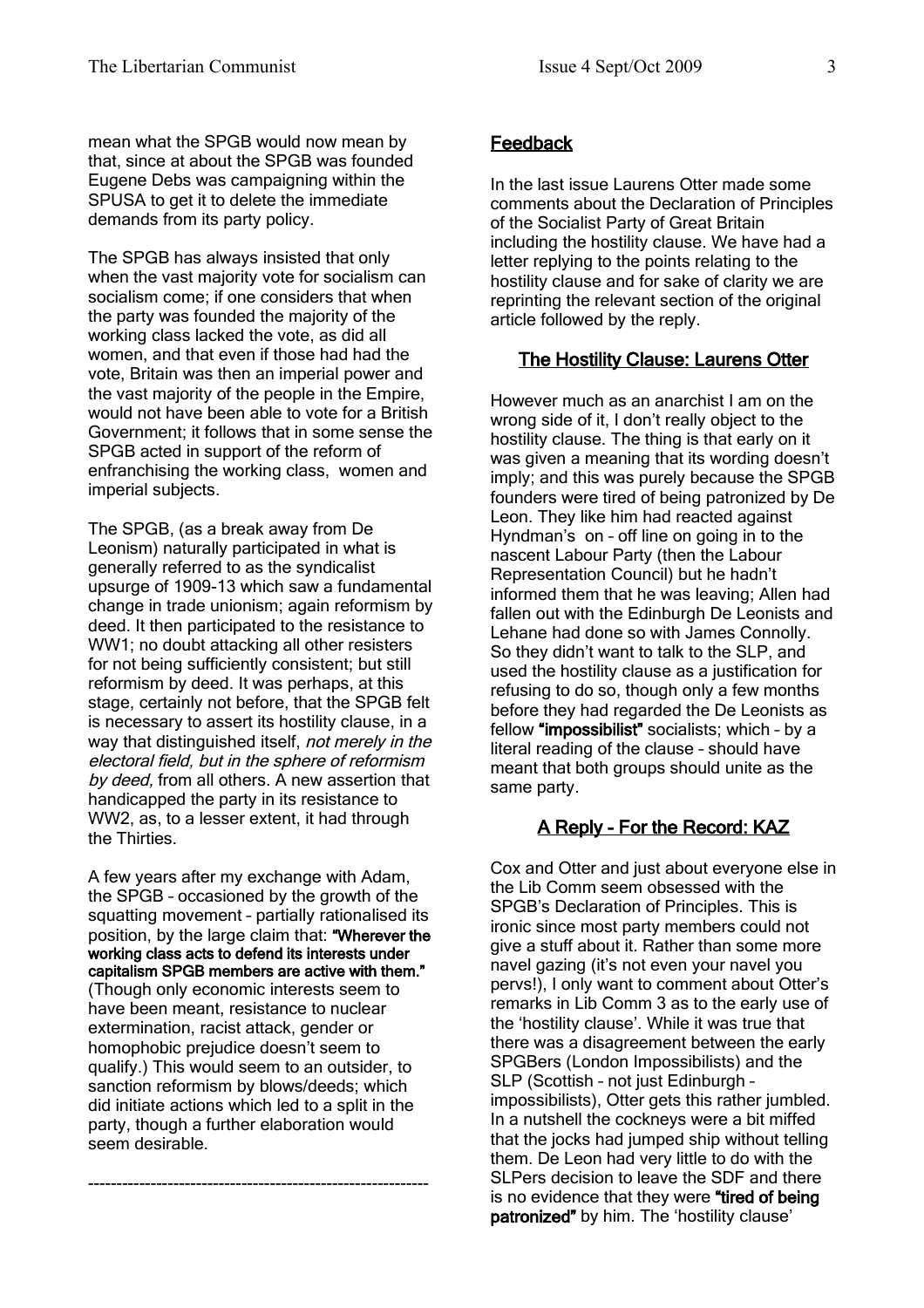mean what the SPGB would now mean by that, since at about the SPGB was founded Eugene Debs was campaigning within the SPUSA to get it to delete the immediate demands from its party policy.

The SPGB has always insisted that only when the vast majority vote for socialism can socialism come; if one considers that when the party was founded the majority of the working class lacked the vote, as did all women, and that even if those had had the vote, Britain was then an imperial power and the vast majority of the people in the Empire, would not have been able to vote for a British Government; it follows that in some sense the SPGB acted in support of the reform of enfranchising the working class, women and imperial subjects.

The SPGB, (as a break away from De Leonism) naturally participated in what is generally referred to as the syndicalist upsurge of 1909-13 which saw a fundamental change in trade unionism; again reformism by deed. It then participated to the resistance to WW1; no doubt attacking all other resisters for not being sufficiently consistent; but still reformism by deed. It was perhaps, at this stage, certainly not before, that the SPGB felt is necessary to assert its hostility clause, in a way that distinguished itself, *not merely in the electoral field, but in the sphere of reformism by deed,* from all others. A new assertion that handicapped the party in its resistance to WW2, as, to a lesser extent, it had through the Thirties.

A few years after my exchange with Adam, the SPGB – occasioned by the growth of the squatting movement – partially rationalised its position, by the large claim that: **"Wherever the working class acts to defend its interests under capitalism SPGB members are active with them."** (Though only economic interests seem to have been meant, resistance to nuclear extermination, racist attack, gender or homophobic prejudice doesn't seem to qualify.) This would seem to an outsider, to sanction reformism by blows/deeds; which did initiate actions which led to a split in the party, though a further elaboration would seem desirable.

---

## Feedback

In the last issue Laurens Otter made some comments about the Declaration of Principles of the Socialist Party of Great Britain including the hostility clause. We have had a letter replying to the points relating to the hostility clause and for sake of clarity we are reprinting the relevant section of the original article followed by the reply.

### The Hostility Clause: Laurens Otter

However much as an anarchist I am on the wrong side of it, I don't really object to the hostility clause. The thing is that early on it was given a meaning that its wording doesn't imply; and this was purely because the SPGB founders were tired of being patronized by De Leon. They like him had reacted against Hyndman's on – off line on going in to the nascent Labour Party (then the Labour Representation Council) but he hadn't informed them that he was leaving; Allen had fallen out with the Edinburgh De Leonists and Lehane had done so with James Connolly. So they didn't want to talk to the SLP, and used the hostility clause as a justification for refusing to do so, though only a few months before they had regarded the De Leonists as fellow **"impossibilist"** socialists; which – by a literal reading of the clause – should have meant that both groups should unite as the same party.

### A Reply - For the Record: KAZ

Cox and Otter and just about everyone else in the Lib Comm seem obsessed with the SPGB's Declaration of Principles. This is ironic since most party members could not give a stuff about it. Rather than some more navel gazing (it's not even your navel you pervs!), I only want to comment about Otter's remarks in Lib Comm 3 as to the early use of the 'hostility clause'. While it was true that there was a disagreement between the early SPGBers (London Impossibilists) and the SLP (Scottish – not just Edinburgh – impossibilists), Otter gets this rather jumbled. In a nutshell the cockneys were a bit miffed that the jocks had jumped ship without telling them. De Leon had very little to do with the SLPers decision to leave the SDF and there is no evidence that they were **"tired of being patronized"** by him. The 'hostility clause'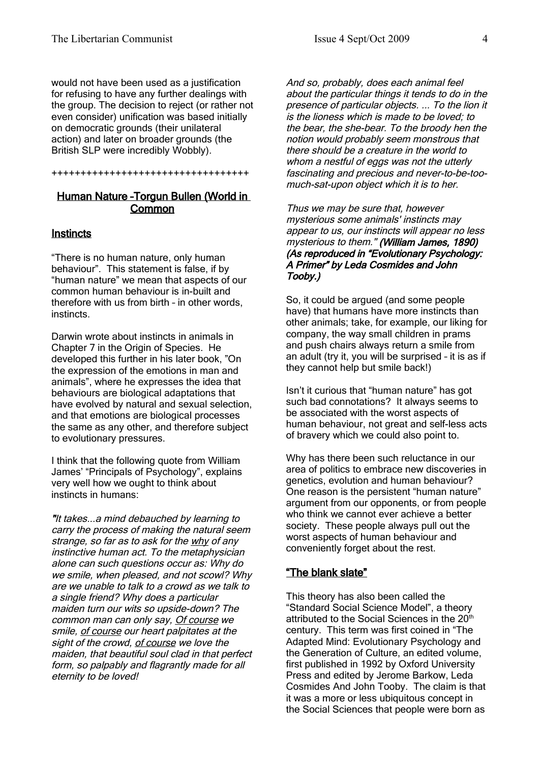would not have been used as a justification for refusing to have any further dealings with the group. The decision to reject (or rather not even consider) unification was based initially on democratic grounds (their unilateral action) and later on broader grounds (the British SLP were incredibly Wobbly).

++++++++++++++++++++++++++++++++++

## Human Nature -Torgun Bullen (World in Common

### Instincts

"There is no human nature, only human behaviour". This statement is false, if by "human nature" we mean that aspects of our common human behaviour is in-built and therefore with us from birth – in other words, instincts.

Darwin wrote about instincts in animals in Chapter 7 in the Origin of Species. He developed this further in his later book, "On the expression of the emotions in man and animals", where he expresses the idea that behaviours are biological adaptations that have evolved by natural and sexual selection, and that emotions are biological processes the same as any other, and therefore subject to evolutionary pressures.

I think that the following quote from William James' "Principals of Psychology", explains very well how we ought to think about instincts in humans:

*"It takes...a mind debauched by learning to carry the process of making the natural seem strange, so far as to ask for the why of any instinctive human act. To the metaphysician alone can such questions occur as: Why do we smile, when pleased, and not scowl? Why are we unable to talk to a crowd as we talk to a single friend? Why does a particular maiden turn our wits so upside-down? The common man can only say, Of course we smile, of course our heart palpitates at the sight of the crowd, of course we love the maiden, that beautiful soul clad in that perfect form, so palpably and flagrantly made for all eternity to be loved!*

*And so, probably, does each animal feel about the particular things it tends to do in the presence of particular objects. ... To the lion it is the lioness which is made to be loved; to the bear, the she-bear. To the broody hen the notion would probably seem monstrous that there should be a creature in the world to whom a nestful of eggs was not the utterly fascinating and precious and never-to-be-too-much-sat-upon object which it is to her.*

*Thus we may be sure that, however mysterious some animals' instincts may appear to us, our instincts will appear no less mysterious to them."* ***(William James, 1890) (As reproduced in "Evolutionary Psychology: A Primer" by Leda Cosmides and John Tooby.)***

So, it could be argued (and some people have) that humans have more instincts than other animals; take, for example, our liking for company, the way small children in prams and push chairs always return a smile from an adult (try it, you will be surprised – it is as if they cannot help but smile back!)

Isn't it curious that "human nature" has got such bad connotations? It always seems to be associated with the worst aspects of human behaviour, not great and self-less acts of bravery which we could also point to.

Why has there been such reluctance in our area of politics to embrace new discoveries in genetics, evolution and human behaviour? One reason is the persistent "human nature" argument from our opponents, or from people who think we cannot ever achieve a better society. These people always pull out the worst aspects of human behaviour and conveniently forget about the rest.

### "The blank slate"

This theory has also been called the "Standard Social Science Model", a theory attributed to the Social Sciences in the 20th century. This term was first coined in "The Adapted Mind: Evolutionary Psychology and the Generation of Culture, an edited volume, first published in 1992 by Oxford University Press and edited by Jerome Barkow, Leda Cosmides And John Tooby. The claim is that it was a more or less ubiquitous concept in the Social Sciences that people were born as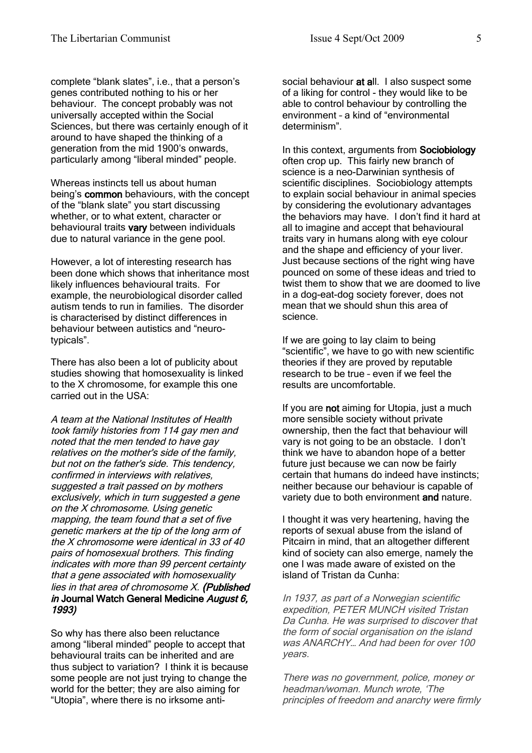complete "blank slates", i.e., that a person's genes contributed nothing to his or her behaviour. The concept probably was not universally accepted within the Social Sciences, but there was certainly enough of it around to have shaped the thinking of a generation from the mid 1900's onwards, particularly among "liberal minded" people.

Whereas instincts tell us about human being's **common** behaviours, with the concept of the "blank slate" you start discussing whether, or to what extent, character or behavioural traits **vary** between individuals due to natural variance in the gene pool.

However, a lot of interesting research has been done which shows that inheritance most likely influences behavioural traits. For example, the neurobiological disorder called autism tends to run in families. The disorder is characterised by distinct differences in behaviour between autistics and "neuro-typicals".

There has also been a lot of publicity about studies showing that homosexuality is linked to the X chromosome, for example this one carried out in the USA:

*A team at the National Institutes of Health took family histories from 114 gay men and noted that the men tended to have gay relatives on the mother's side of the family, but not on the father's side. This tendency, confirmed in interviews with relatives, suggested a trait passed on by mothers exclusively, which in turn suggested a gene on the X chromosome. Using genetic mapping, the team found that a set of five genetic markers at the tip of the long arm of the X chromosome were identical in 33 of 40 pairs of homosexual brothers. This finding indicates with more than 99 percent certainty that a gene associated with homosexuality lies in that area of chromosome X.* ***(Published in* Journal Watch General Medicine *August 6, 1993)***

So why has there also been reluctance among "liberal minded" people to accept that behavioural traits can be inherited and are thus subject to variation? I think it is because some people are not just trying to change the world for the better; they are also aiming for "Utopia", where there is no irksome anti-social behaviour **at a**ll. I also suspect some of a liking for control - they would like to be able to control behaviour by controlling the environment – a kind of "environmental determinism".

In this context, arguments from **Sociobiology** often crop up. This fairly new branch of science is a neo-Darwinian synthesis of scientific disciplines. Sociobiology attempts to explain social behaviour in animal species by considering the evolutionary advantages the behaviors may have. I don't find it hard at all to imagine and accept that behavioural traits vary in humans along with eye colour and the shape and efficiency of your liver. Just because sections of the right wing have pounced on some of these ideas and tried to twist them to show that we are doomed to live in a dog-eat-dog society forever, does not mean that we should shun this area of science.

If we are going to lay claim to being "scientific", we have to go with new scientific theories if they are proved by reputable research to be true – even if we feel the results are uncomfortable.

If you are **not** aiming for Utopia, just a much more sensible society without private ownership, then the fact that behaviour will vary is not going to be an obstacle. I don't think we have to abandon hope of a better future just because we can now be fairly certain that humans do indeed have instincts; neither because our behaviour is capable of variety due to both environment **and** nature.

I thought it was very heartening, having the reports of sexual abuse from the island of Pitcairn in mind, that an altogether different kind of society can also emerge, namely the one I was made aware of existed on the island of Tristan da Cunha:

*In 1937, as part of a Norwegian scientific expedition, PETER MUNCH visited Tristan Da Cunha. He was surprised to discover that the form of social organisation on the island was ANARCHY… And had been for over 100 years.*

*There was no government, police, money or headman/woman. Munch wrote, 'The principles of freedom and anarchy were firmly*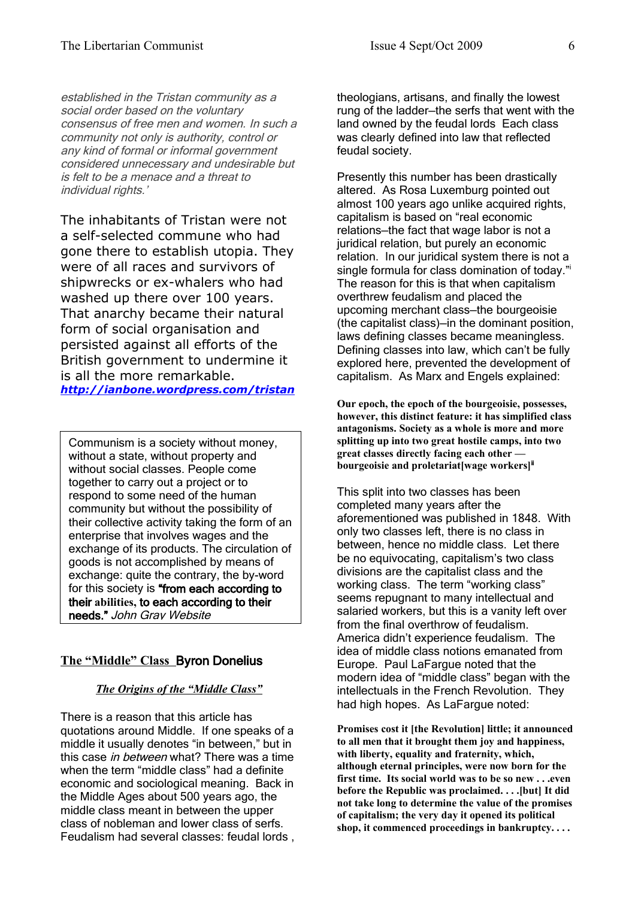*established in the Tristan community as a social order based on the voluntary consensus of free men and women. In such a community not only is authority, control or any kind of formal or informal government considered unnecessary and undesirable but is felt to be a menace and a threat to individual rights.'*

The inhabitants of Tristan were not a self-selected commune who had gone there to establish utopia. They were of all races and survivors of shipwrecks or ex-whalers who had washed up there over 100 years. That anarchy became their natural form of social organisation and persisted against all efforts of the British government to undermine it is all the more remarkable.
***http://ianbone.wordpress.com/tristan***

> Communism is a society without money, without a state, without property and without social classes. People come together to carry out a project or to respond to some need of the human community but without the possibility of their collective activity taking the form of an enterprise that involves wages and the exchange of its products. The circulation of goods is not accomplished by means of exchange: quite the contrary, the by-word for this society is **"from each according to their abilities, to each according to their needs."** *John Gray Website*

## The "Middle" Class Byron Donelius

### *The Origins of the "Middle Class"*

There is a reason that this article has quotations around Middle. If one speaks of a middle it usually denotes "in between," but in this case *in between* what? There was a time when the term "middle class" had a definite economic and sociological meaning. Back in the Middle Ages about 500 years ago, the middle class meant in between the upper class of nobleman and lower class of serfs. Feudalism had several classes: feudal lords , theologians, artisans, and finally the lowest rung of the ladder–the serfs that went with the land owned by the feudal lords Each class was clearly defined into law that reflected feudal society.

Presently this number has been drastically altered. As Rosa Luxemburg pointed out almost 100 years ago unlike acquired rights, capitalism is based on "real economic relations–the fact that wage labor is not a juridical relation, but purely an economic relation. In our juridical system there is not a single formula for class domination of today."[i] The reason for this is that when capitalism overthrew feudalism and placed the upcoming merchant class–the bourgeoisie (the capitalist class)–in the dominant position, laws defining classes became meaningless. Defining classes into law, which can't be fully explored here, prevented the development of capitalism. As Marx and Engels explained:

> **Our epoch, the epoch of the bourgeoisie, possesses, however, this distinct feature: it has simplified class antagonisms. Society as a whole is more and more splitting up into two great hostile camps, into two great classes directly facing each other — bourgeoisie and proletariat[wage workers][ii]**

This split into two classes has been completed many years after the aforementioned was published in 1848. With only two classes left, there is no class in between, hence no middle class. Let there be no equivocating, capitalism's two class divisions are the capitalist class and the working class. The term "working class" seems repugnant to many intellectual and salaried workers, but this is a vanity left over from the final overthrow of feudalism. America didn't experience feudalism. The idea of middle class notions emanated from Europe. Paul LaFargue noted that the modern idea of "middle class" began with the intellectuals in the French Revolution. They had high hopes. As LaFargue noted:

> **Promises cost it [the Revolution] little; it announced to all men that it brought them joy and happiness, with liberty, equality and fraternity, which, although eternal principles, were now born for the first time. Its social world was to be so new . . .even before the Republic was proclaimed. . . .[but] It did not take long to determine the value of the promises of capitalism; the very day it opened its political shop, it commenced proceedings in bankruptcy. . . .**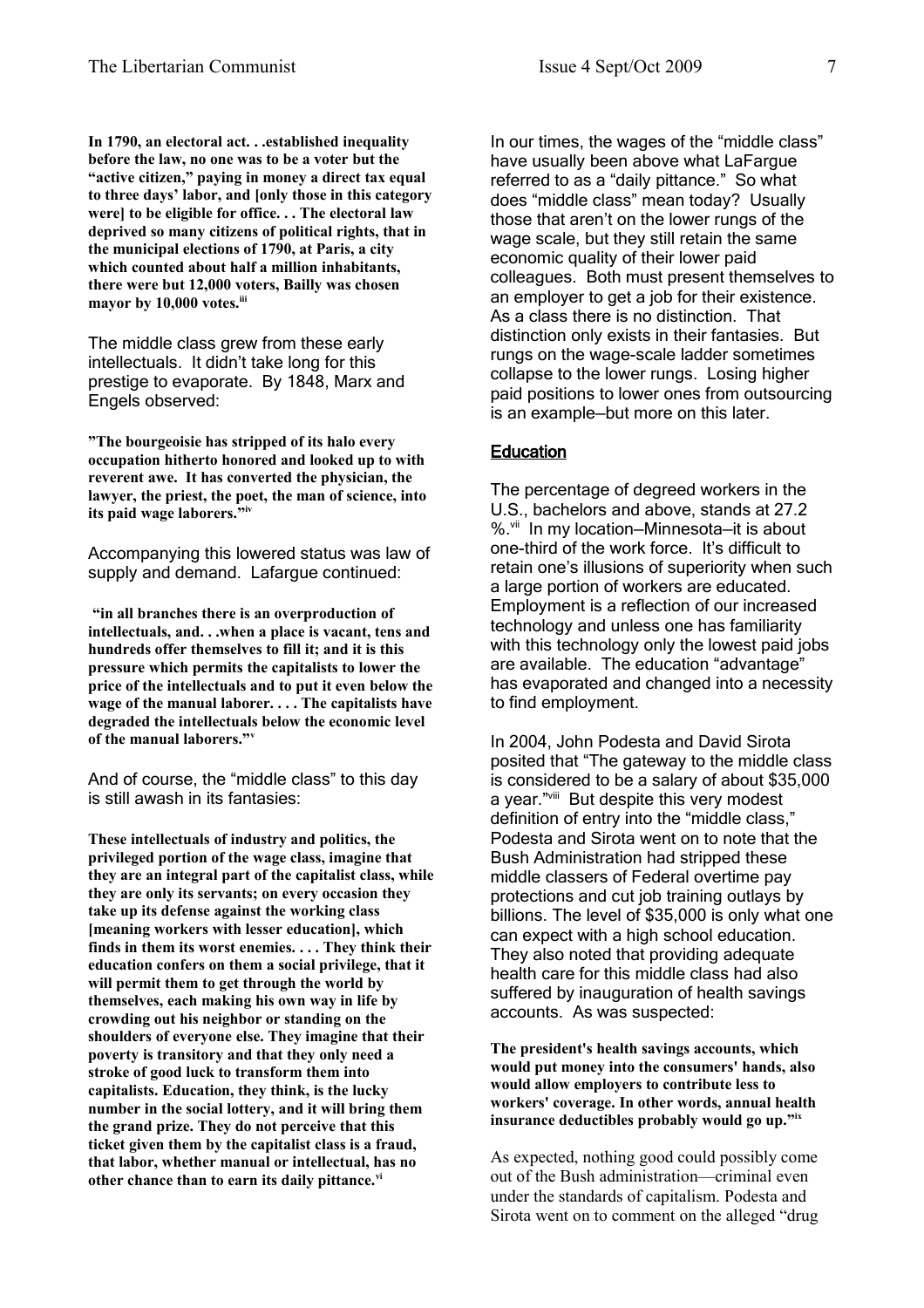**In 1790, an electoral act. . .established inequality before the law, no one was to be a voter but the "active citizen," paying in money a direct tax equal to three days' labor, and [only those in this category were] to be eligible for office. . . The electoral law deprived so many citizens of political rights, that in the municipal elections of 1790, at Paris, a city which counted about half a million inhabitants, there were but 12,000 voters, Bailly was chosen mayor by 10,000 votes.**[iii]

The middle class grew from these early intellectuals. It didn't take long for this prestige to evaporate. By 1848, Marx and Engels observed:

**"The bourgeoisie has stripped of its halo every occupation hitherto honored and looked up to with reverent awe. It has converted the physician, the lawyer, the priest, the poet, the man of science, into its paid wage laborers."**[iv]

Accompanying this lowered status was law of supply and demand. Lafargue continued:

**"in all branches there is an overproduction of intellectuals, and. . .when a place is vacant, tens and hundreds offer themselves to fill it; and it is this pressure which permits the capitalists to lower the price of the intellectuals and to put it even below the wage of the manual laborer. . . . The capitalists have degraded the intellectuals below the economic level of the manual laborers."**[v]

And of course, the "middle class" to this day is still awash in its fantasies:

**These intellectuals of industry and politics, the privileged portion of the wage class, imagine that they are an integral part of the capitalist class, while they are only its servants; on every occasion they take up its defense against the working class [meaning workers with lesser education], which finds in them its worst enemies. . . . They think their education confers on them a social privilege, that it will permit them to get through the world by themselves, each making his own way in life by crowding out his neighbor or standing on the shoulders of everyone else. They imagine that their poverty is transitory and that they only need a stroke of good luck to transform them into capitalists. Education, they think, is the lucky number in the social lottery, and it will bring them the grand prize. They do not perceive that this ticket given them by the capitalist class is a fraud, that labor, whether manual or intellectual, has no other chance than to earn its daily pittance.**[vi]

In our times, the wages of the "middle class" have usually been above what LaFargue referred to as a "daily pittance." So what does "middle class" mean today? Usually those that aren't on the lower rungs of the wage scale, but they still retain the same economic quality of their lower paid colleagues. Both must present themselves to an employer to get a job for their existence. As a class there is no distinction. That distinction only exists in their fantasies. But rungs on the wage-scale ladder sometimes collapse to the lower rungs. Losing higher paid positions to lower ones from outsourcing is an example—but more on this later.

## Education

The percentage of degreed workers in the U.S., bachelors and above, stands at 27.2 %.[vii] In my location—Minnesota—it is about one-third of the work force. It's difficult to retain one's illusions of superiority when such a large portion of workers are educated. Employment is a reflection of our increased technology and unless one has familiarity with this technology only the lowest paid jobs are available. The education "advantage" has evaporated and changed into a necessity to find employment.

In 2004, John Podesta and David Sirota posited that "The gateway to the middle class is considered to be a salary of about $35,000 a year."[viii] But despite this very modest definition of entry into the "middle class," Podesta and Sirota went on to note that the Bush Administration had stripped these middle classers of Federal overtime pay protections and cut job training outlays by billions. The level of $35,000 is only what one can expect with a high school education. They also noted that providing adequate health care for this middle class had also suffered by inauguration of health savings accounts. As was suspected:

**The president's health savings accounts, which would put money into the consumers' hands, also would allow employers to contribute less to workers' coverage. In other words, annual health insurance deductibles probably would go up."**[ix]

As expected, nothing good could possibly come out of the Bush administration—criminal even under the standards of capitalism. Podesta and Sirota went on to comment on the alleged "drug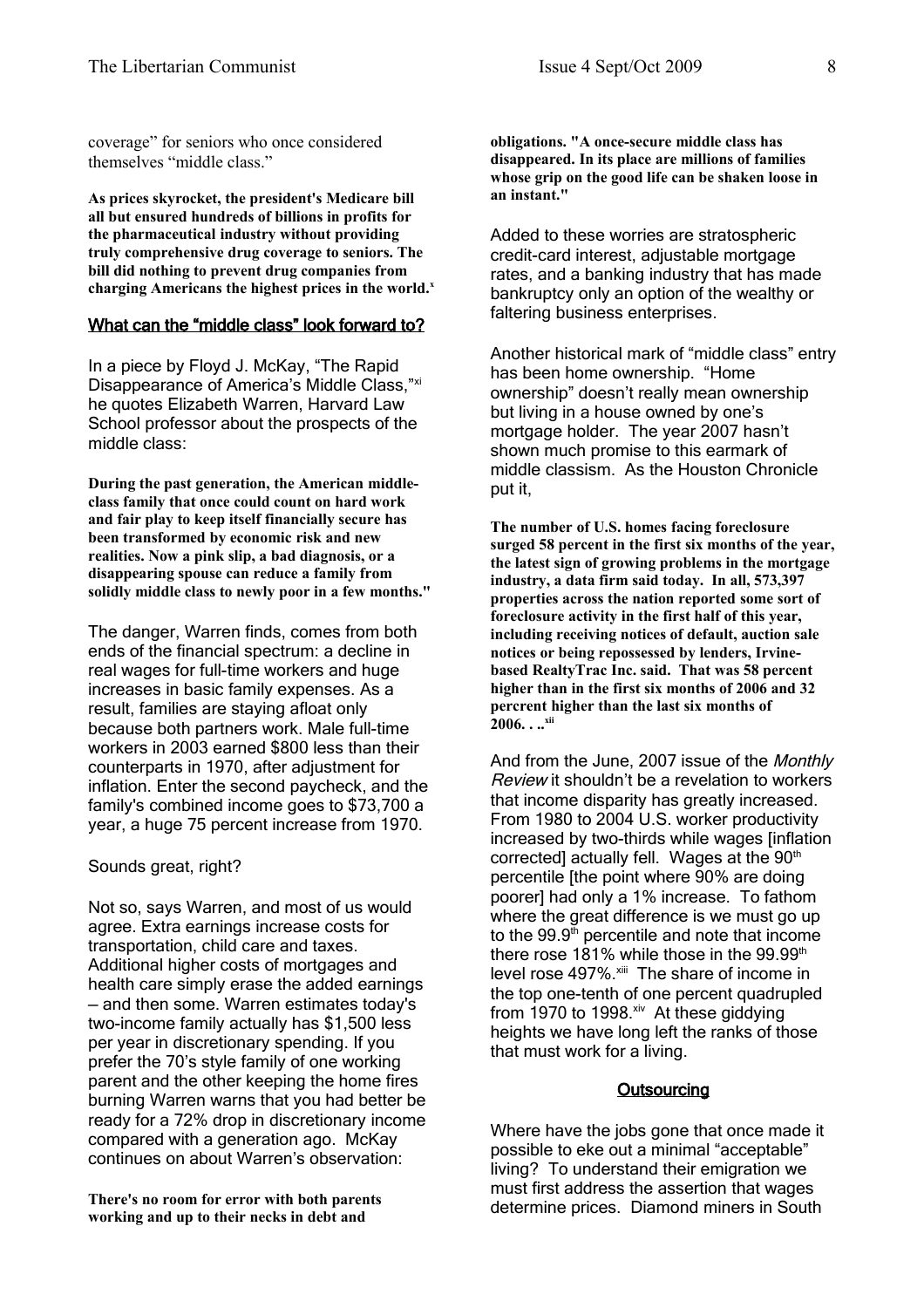coverage" for seniors who once considered themselves "middle class."

**As prices skyrocket, the president's Medicare bill all but ensured hundreds of billions in profits for the pharmaceutical industry without providing truly comprehensive drug coverage to seniors. The bill did nothing to prevent drug companies from charging Americans the highest prices in the world.**[x]

## What can the "middle class" look forward to?

In a piece by Floyd J. McKay, "The Rapid Disappearance of America's Middle Class,"[xi] he quotes Elizabeth Warren, Harvard Law School professor about the prospects of the middle class:

**During the past generation, the American middle-class family that once could count on hard work and fair play to keep itself financially secure has been transformed by economic risk and new realities. Now a pink slip, a bad diagnosis, or a disappearing spouse can reduce a family from solidly middle class to newly poor in a few months."**

The danger, Warren finds, comes from both ends of the financial spectrum: a decline in real wages for full-time workers and huge increases in basic family expenses. As a result, families are staying afloat only because both partners work. Male full-time workers in 2003 earned $800 less than their counterparts in 1970, after adjustment for inflation. Enter the second paycheck, and the family's combined income goes to $73,700 a year, a huge 75 percent increase from 1970.

Sounds great, right?

Not so, says Warren, and most of us would agree. Extra earnings increase costs for transportation, child care and taxes. Additional higher costs of mortgages and health care simply erase the added earnings – and then some. Warren estimates today's two-income family actually has $1,500 less per year in discretionary spending. If you prefer the 70's style family of one working parent and the other keeping the home fires burning Warren warns that you had better be ready for a 72% drop in discretionary income compared with a generation ago. McKay continues on about Warren's observation:

**There's no room for error with both parents working and up to their necks in debt and obligations. "A once-secure middle class has disappeared. In its place are millions of families whose grip on the good life can be shaken loose in an instant."**

Added to these worries are stratospheric credit-card interest, adjustable mortgage rates, and a banking industry that has made bankruptcy only an option of the wealthy or faltering business enterprises.

Another historical mark of "middle class" entry has been home ownership. "Home ownership" doesn't really mean ownership but living in a house owned by one's mortgage holder. The year 2007 hasn't shown much promise to this earmark of middle classism. As the Houston Chronicle put it,

**The number of U.S. homes facing foreclosure surged 58 percent in the first six months of the year, the latest sign of growing problems in the mortgage industry, a data firm said today. In all, 573,397 properties across the nation reported some sort of foreclosure activity in the first half of this year, including receiving notices of default, auction sale notices or being repossessed by lenders, Irvine-based RealtyTrac Inc. said. That was 58 percent higher than in the first six months of 2006 and 32 percrent higher than the last six months of 2006. . ..**[xii]

And from the June, 2007 issue of the *Monthly Review* it shouldn't be a revelation to workers that income disparity has greatly increased. From 1980 to 2004 U.S. worker productivity increased by two-thirds while wages [inflation corrected] actually fell. Wages at the 90th percentile [the point where 90% are doing poorer] had only a 1% increase. To fathom where the great difference is we must go up to the 99.9th percentile and note that income there rose 181% while those in the 99.99th level rose 497%.[xiii] The share of income in the top one-tenth of one percent quadrupled from 1970 to 1998.[xiv] At these giddying heights we have long left the ranks of those that must work for a living.

## Outsourcing

Where have the jobs gone that once made it possible to eke out a minimal "acceptable" living? To understand their emigration we must first address the assertion that wages determine prices. Diamond miners in South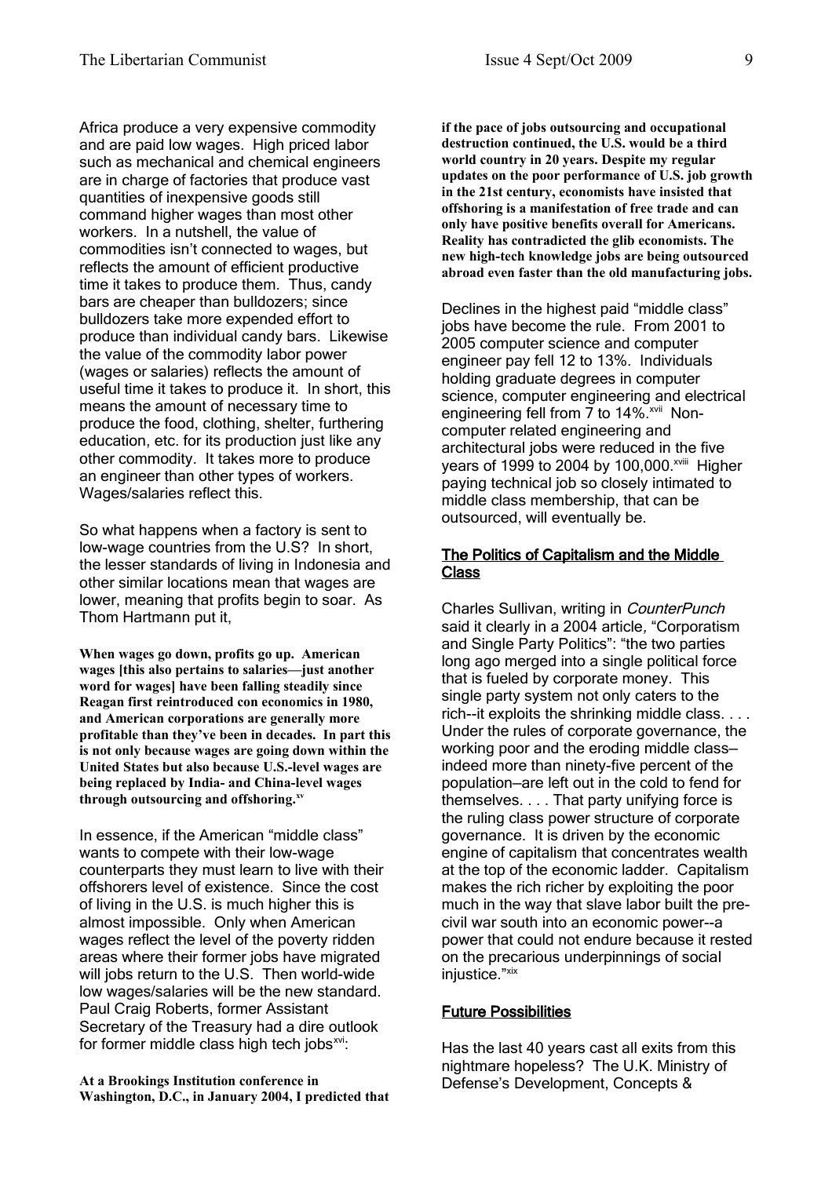Africa produce a very expensive commodity and are paid low wages. High priced labor such as mechanical and chemical engineers are in charge of factories that produce vast quantities of inexpensive goods still command higher wages than most other workers. In a nutshell, the value of commodities isn't connected to wages, but reflects the amount of efficient productive time it takes to produce them. Thus, candy bars are cheaper than bulldozers; since bulldozers take more expended effort to produce than individual candy bars. Likewise the value of the commodity labor power (wages or salaries) reflects the amount of useful time it takes to produce it. In short, this means the amount of necessary time to produce the food, clothing, shelter, furthering education, etc. for its production just like any other commodity. It takes more to produce an engineer than other types of workers. Wages/salaries reflect this.

So what happens when a factory is sent to low-wage countries from the U.S? In short, the lesser standards of living in Indonesia and other similar locations mean that wages are lower, meaning that profits begin to soar. As Thom Hartmann put it,

**When wages go down, profits go up. American wages [this also pertains to salaries—just another word for wages] have been falling steadily since Reagan first reintroduced con economics in 1980, and American corporations are generally more profitable than they've been in decades. In part this is not only because wages are going down within the United States but also because U.S.-level wages are being replaced by India- and China-level wages through outsourcing and offshoring.**[xv]

In essence, if the American "middle class" wants to compete with their low-wage counterparts they must learn to live with their offshorers level of existence. Since the cost of living in the U.S. is much higher this is almost impossible. Only when American wages reflect the level of the poverty ridden areas where their former jobs have migrated will jobs return to the U.S. Then world-wide low wages/salaries will be the new standard. Paul Craig Roberts, former Assistant Secretary of the Treasury had a dire outlook for former middle class high tech jobs[xvi]:

**At a Brookings Institution conference in Washington, D.C., in January 2004, I predicted that if the pace of jobs outsourcing and occupational destruction continued, the U.S. would be a third world country in 20 years. Despite my regular updates on the poor performance of U.S. job growth in the 21st century, economists have insisted that offshoring is a manifestation of free trade and can only have positive benefits overall for Americans. Reality has contradicted the glib economists. The new high-tech knowledge jobs are being outsourced abroad even faster than the old manufacturing jobs.**

Declines in the highest paid "middle class" jobs have become the rule. From 2001 to 2005 computer science and computer engineer pay fell 12 to 13%. Individuals holding graduate degrees in computer science, computer engineering and electrical engineering fell from 7 to 14%.[xvii] Non-computer related engineering and architectural jobs were reduced in the five years of 1999 to 2004 by 100,000.[xviii] Higher paying technical job so closely intimated to middle class membership, that can be outsourced, will eventually be.

## The Politics of Capitalism and the Middle Class

Charles Sullivan, writing in *CounterPunch* said it clearly in a 2004 article, "Corporatism and Single Party Politics": "the two parties long ago merged into a single political force that is fueled by corporate money. This single party system not only caters to the rich--it exploits the shrinking middle class. . . . Under the rules of corporate governance, the working poor and the eroding middle class–indeed more than ninety-five percent of the population–are left out in the cold to fend for themselves. . . . That party unifying force is the ruling class power structure of corporate governance. It is driven by the economic engine of capitalism that concentrates wealth at the top of the economic ladder. Capitalism makes the rich richer by exploiting the poor much in the way that slave labor built the pre-civil war south into an economic power--a power that could not endure because it rested on the precarious underpinnings of social injustice."[xix]

## Future Possibilities

Has the last 40 years cast all exits from this nightmare hopeless? The U.K. Ministry of Defense's Development, Concepts &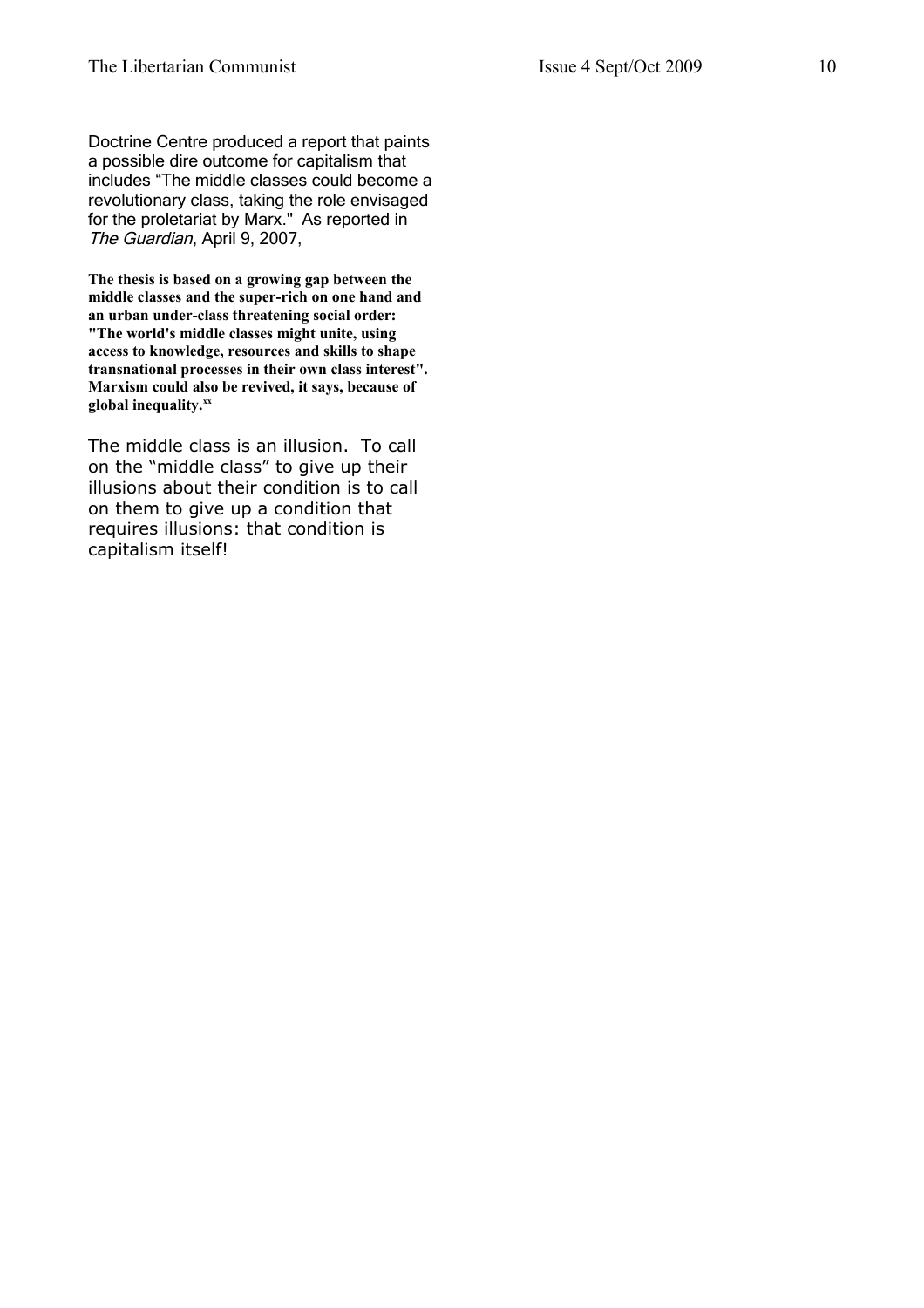Doctrine Centre produced a report that paints a possible dire outcome for capitalism that includes "The middle classes could become a revolutionary class, taking the role envisaged for the proletariat by Marx." As reported in *The Guardian*, April 9, 2007,

> **The thesis is based on a growing gap between the middle classes and the super-rich on one hand and an urban under-class threatening social order: "The world's middle classes might unite, using access to knowledge, resources and skills to shape transnational processes in their own class interest". Marxism could also be revived, it says, because of global inequality.**[xx]

The middle class is an illusion. To call on the "middle class" to give up their illusions about their condition is to call on them to give up a condition that requires illusions: that condition is capitalism itself!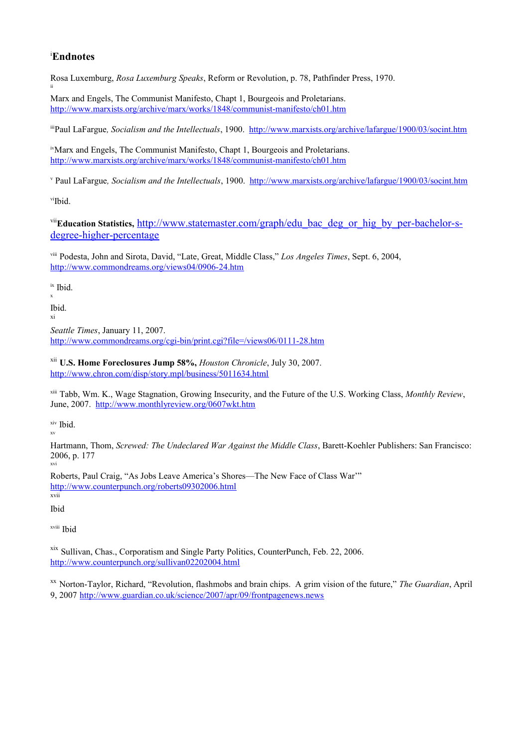# [i]Endnotes

Rosa Luxemburg, *Rosa Luxemburg Speaks*, Reform or Revolution, p. 78, Pathfinder Press, 1970.

[ii] Marx and Engels, The Communist Manifesto, Chapt 1, Bourgeois and Proletarians. http://www.marxists.org/archive/marx/works/1848/communist-manifesto/ch01.htm

[iii]Paul LaFargue*, Socialism and the Intellectuals*, 1900. http://www.marxists.org/archive/lafargue/1900/03/socint.htm

[iv]Marx and Engels, The Communist Manifesto, Chapt 1, Bourgeois and Proletarians. http://www.marxists.org/archive/marx/works/1848/communist-manifesto/ch01.htm

[v] Paul LaFargue*, Socialism and the Intellectuals*, 1900. http://www.marxists.org/archive/lafargue/1900/03/socint.htm

[vi]Ibid.

[vii]**Education Statistics,** http://www.statemaster.com/graph/edu_bac_deg_or_hig_by_per-bachelor-s-degree-higher-percentage

[viii] Podesta, John and Sirota, David, "Late, Great, Middle Class," *Los Angeles Times*, Sept. 6, 2004, http://www.commondreams.org/views04/0906-24.htm

[ix] Ibid.

[x] Ibid.

[xi] *Seattle Times*, January 11, 2007. http://www.commondreams.org/cgi-bin/print.cgi?file=/views06/0111-28.htm

[xii] **U.S. Home Foreclosures Jump 58%,** *Houston Chronicle*, July 30, 2007. http://www.chron.com/disp/story.mpl/business/5011634.html

[xiii] Tabb, Wm. K., Wage Stagnation, Growing Insecurity, and the Future of the U.S. Working Class, *Monthly Review*, June, 2007. http://www.monthlyreview.org/0607wkt.htm

[xiv] Ibid.

[xv] Hartmann, Thom, *Screwed: The Undeclared War Against the Middle Class*, Barett-Koehler Publishers: San Francisco: 2006, p. 177

[xvi] Roberts, Paul Craig, "As Jobs Leave America's Shores—The New Face of Class War'" http://www.counterpunch.org/roberts09302006.html

[xvii] Ibid

[xviii] Ibid

[xix] Sullivan, Chas., Corporatism and Single Party Politics, CounterPunch, Feb. 22, 2006. http://www.counterpunch.org/sullivan02202004.html

[xx] Norton-Taylor, Richard, "Revolution, flashmobs and brain chips. A grim vision of the future," *The Guardian*, April 9, 2007 http://www.guardian.co.uk/science/2007/apr/09/frontpagenews.news